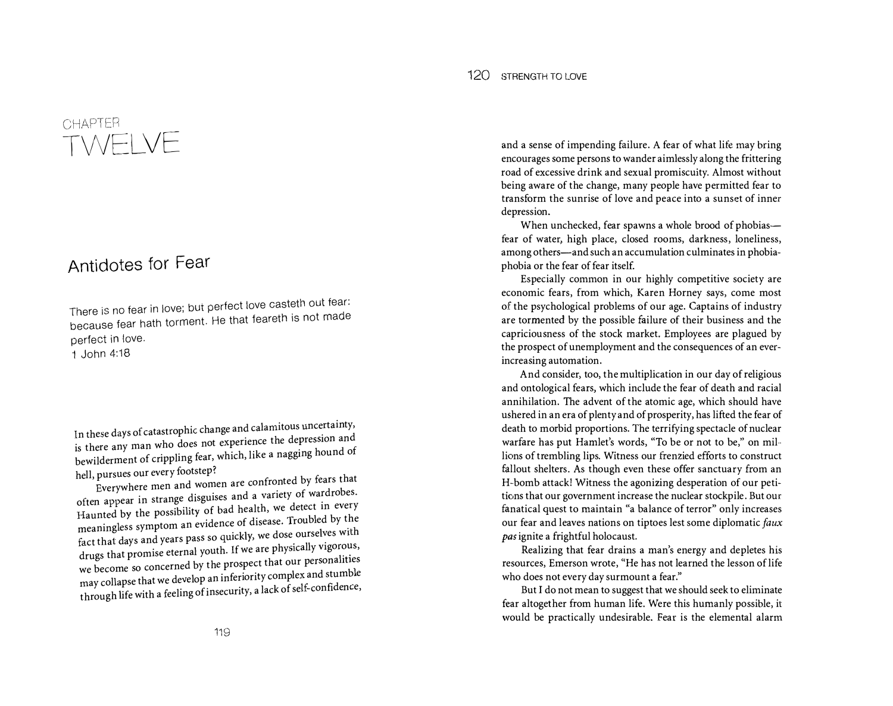# CHAPTER TWELVE

## Antidotes for Fear

There is no fear in love; but perfect love casteth out fear: because fear hath torment. He that feareth is not made perfect in love.
1 John 4:18

In these days of catastrophic change and calamitous uncertainty, is there any man who does not experience the depression and bewilderment of crippling fear, which, like a nagging hound of hell, pursues our every footstep?

Everywhere men and women are confronted by fears that often appear in strange disguises and a variety of wardrobes. Haunted by the possibility of bad health, we detect in every meaningless symptom an evidence of disease. Troubled by the fact that days and years pass so quickly, we dose ourselves with drugs that promise eternal youth. If we are physically vigorous, we become so concerned by the prospect that our personalities may collapse that we develop an inferiority complex and stumble through life with a feeling of insecurity, a lack of self-confidence, and a sense of impending failure. A fear of what life may bring encourages some persons to wander aimlessly along the frittering road of excessive drink and sexual promiscuity. Almost without being aware of the change, many people have permitted fear to transform the sunrise of love and peace into a sunset of inner depression.

When unchecked, fear spawns a whole brood of phobias—fear of water, high place, closed rooms, darkness, loneliness, among others—and such an accumulation culminates in phobia-phobia or the fear of fear itself.

Especially common in our highly competitive society are economic fears, from which, Karen Horney says, come most of the psychological problems of our age. Captains of industry are tormented by the possible failure of their business and the capriciousness of the stock market. Employees are plagued by the prospect of unemployment and the consequences of an ever-increasing automation.

And consider, too, the multiplication in our day of religious and ontological fears, which include the fear of death and racial annihilation. The advent of the atomic age, which should have ushered in an era of plenty and of prosperity, has lifted the fear of death to morbid proportions. The terrifying spectacle of nuclear warfare has put Hamlet's words, "To be or not to be," on millions of trembling lips. Witness our frenzied efforts to construct fallout shelters. As though even these offer sanctuary from an H-bomb attack! Witness the agonizing desperation of our petitions that our government increase the nuclear stockpile. But our fanatical quest to maintain "a balance of terror" only increases our fear and leaves nations on tiptoes lest some diplomatic *faux pas* ignite a frightful holocaust.

Realizing that fear drains a man's energy and depletes his resources, Emerson wrote, "He has not learned the lesson of life who does not every day surmount a fear."

But I do not mean to suggest that we should seek to eliminate fear altogether from human life. Were this humanly possible, it would be practically undesirable. Fear is the elemental alarm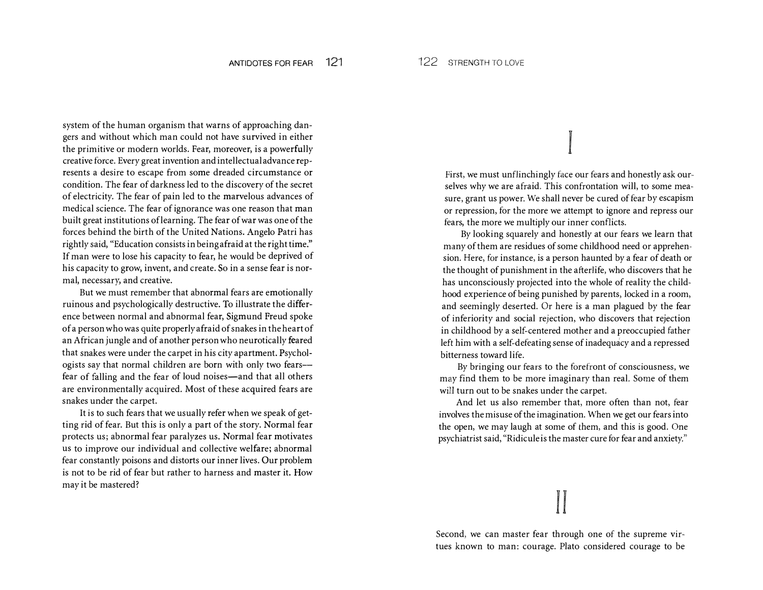system of the human organism that warns of approaching dangers and without which man could not have survived in either the primitive or modern worlds. Fear, moreover, is a powerfully creative force. Every great invention and intellectual advance represents a desire to escape from some dreaded circumstance or condition. The fear of darkness led to the discovery of the secret of electricity. The fear of pain led to the marvelous advances of medical science. The fear of ignorance was one reason that man built great institutions of learning. The fear of war was one of the forces behind the birth of the United Nations. Angelo Patri has rightly said, "Education consists in being afraid at the right time." If man were to lose his capacity to fear, he would be deprived of his capacity to grow, invent, and create. So in a sense fear is normal, necessary, and creative.

But we must remember that abnormal fears are emotionally ruinous and psychologically destructive. To illustrate the difference between normal and abnormal fear, Sigmund Freud spoke of a person who was quite properly afraid of snakes in the heart of an African jungle and of another person who neurotically feared that snakes were under the carpet in his city apartment. Psychologists say that normal children are born with only two fears—fear of falling and the fear of loud noises—and that all others are environmentally acquired. Most of these acquired fears are snakes under the carpet.

It is to such fears that we usually refer when we speak of getting rid of fear. But this is only a part of the story. Normal fear protects us; abnormal fear paralyzes us. Normal fear motivates us to improve our individual and collective welfare; abnormal fear constantly poisons and distorts our inner lives. Our problem is not to be rid of fear but rather to harness and master it. How may it be mastered?

## I

First, we must unflinchingly face our fears and honestly ask ourselves why we are afraid. This confrontation will, to some measure, grant us power. We shall never be cured of fear by escapism or repression, for the more we attempt to ignore and repress our fears, the more we multiply our inner conflicts.

By looking squarely and honestly at our fears we learn that many of them are residues of some childhood need or apprehension. Here, for instance, is a person haunted by a fear of death or the thought of punishment in the afterlife, who discovers that he has unconsciously projected into the whole of reality the childhood experience of being punished by parents, locked in a room, and seemingly deserted. Or here is a man plagued by the fear of inferiority and social rejection, who discovers that rejection in childhood by a self-centered mother and a preoccupied father left him with a self-defeating sense of inadequacy and a repressed bitterness toward life.

By bringing our fears to the forefront of consciousness, we may find them to be more imaginary than real. Some of them will turn out to be snakes under the carpet.

And let us also remember that, more often than not, fear involves the misuse of the imagination. When we get our fears into the open, we may laugh at some of them, and this is good. One psychiatrist said, "Ridicule is the master cure for fear and anxiety."

## II

Second, we can master fear through one of the supreme virtues known to man: courage. Plato considered courage to be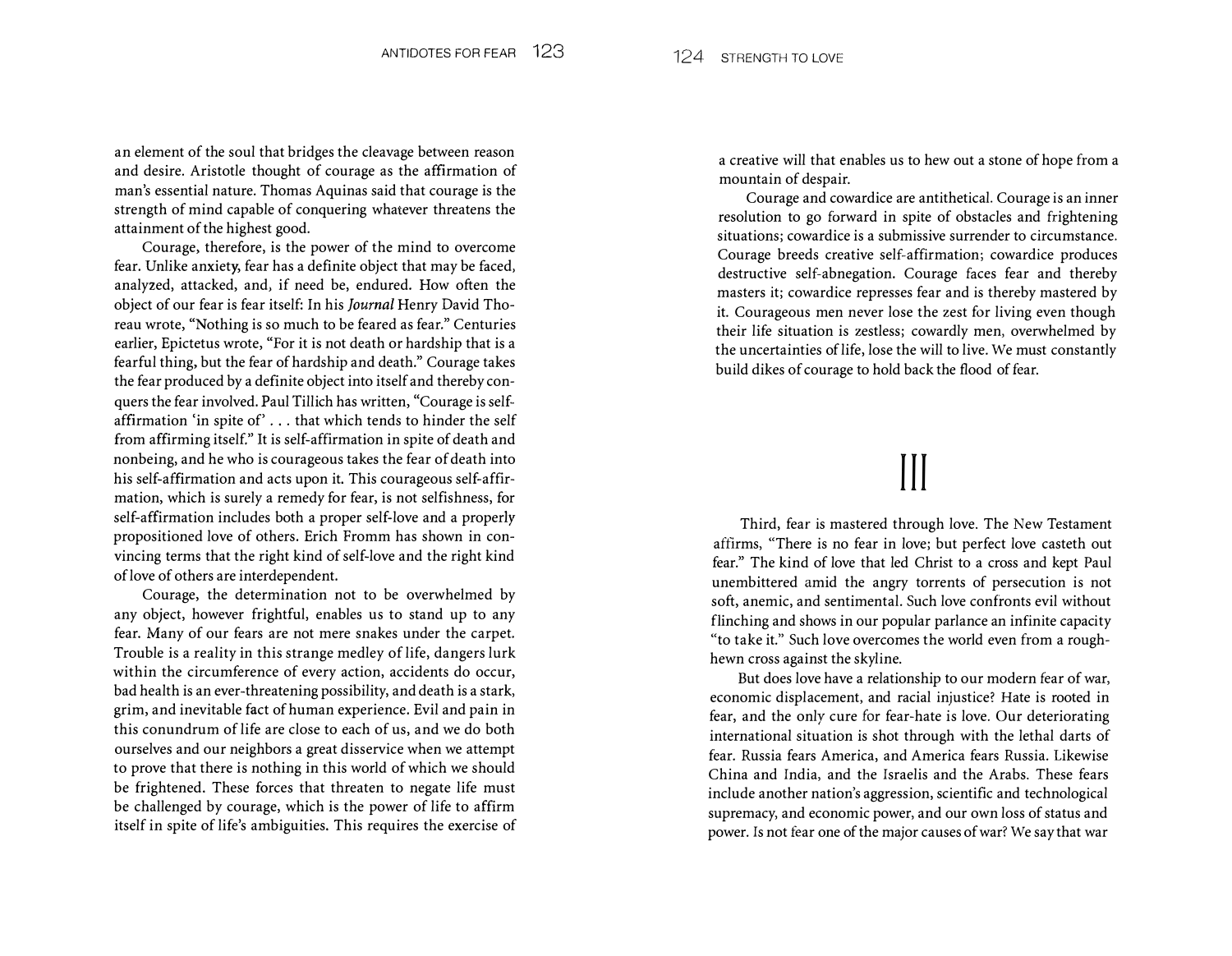an element of the soul that bridges the cleavage between reason and desire. Aristotle thought of courage as the affirmation of man's essential nature. Thomas Aquinas said that courage is the strength of mind capable of conquering whatever threatens the attainment of the highest good.

Courage, therefore, is the power of the mind to overcome fear. Unlike anxiety, fear has a definite object that may be faced, analyzed, attacked, and, if need be, endured. How often the object of our fear is fear itself: In his *Journal* Henry David Thoreau wrote, "Nothing is so much to be feared as fear." Centuries earlier, Epictetus wrote, "For it is not death or hardship that is a fearful thing, but the fear of hardship and death." Courage takes the fear produced by a definite object into itself and thereby conquers the fear involved. Paul Tillich has written, "Courage is self-affirmation 'in spite of' . . . that which tends to hinder the self from affirming itself." It is self-affirmation in spite of death and nonbeing, and he who is courageous takes the fear of death into his self-affirmation and acts upon it. This courageous self-affirmation, which is surely a remedy for fear, is not selfishness, for self-affirmation includes both a proper self-love and a properly propositioned love of others. Erich Fromm has shown in convincing terms that the right kind of self-love and the right kind of love of others are interdependent.

Courage, the determination not to be overwhelmed by any object, however frightful, enables us to stand up to any fear. Many of our fears are not mere snakes under the carpet. Trouble is a reality in this strange medley of life, dangers lurk within the circumference of every action, accidents do occur, bad health is an ever-threatening possibility, and death is a stark, grim, and inevitable fact of human experience. Evil and pain in this conundrum of life are close to each of us, and we do both ourselves and our neighbors a great disservice when we attempt to prove that there is nothing in this world of which we should be frightened. These forces that threaten to negate life must be challenged by courage, which is the power of life to affirm itself in spite of life's ambiguities. This requires the exercise of a creative will that enables us to hew out a stone of hope from a mountain of despair.

Courage and cowardice are antithetical. Courage is an inner resolution to go forward in spite of obstacles and frightening situations; cowardice is a submissive surrender to circumstance. Courage breeds creative self-affirmation; cowardice produces destructive self-abnegation. Courage faces fear and thereby masters it; cowardice represses fear and is thereby mastered by it. Courageous men never lose the zest for living even though their life situation is zestless; cowardly men, overwhelmed by the uncertainties of life, lose the will to live. We must constantly build dikes of courage to hold back the flood of fear.

## III

Third, fear is mastered through love. The New Testament affirms, "There is no fear in love; but perfect love casteth out fear." The kind of love that led Christ to a cross and kept Paul unembittered amid the angry torrents of persecution is not soft, anemic, and sentimental. Such love confronts evil without flinching and shows in our popular parlance an infinite capacity "to take it." Such love overcomes the world even from a rough-hewn cross against the skyline.

But does love have a relationship to our modern fear of war, economic displacement, and racial injustice? Hate is rooted in fear, and the only cure for fear-hate is love. Our deteriorating international situation is shot through with the lethal darts of fear. Russia fears America, and America fears Russia. Likewise China and India, and the Israelis and the Arabs. These fears include another nation's aggression, scientific and technological supremacy, and economic power, and our own loss of status and power. Is not fear one of the major causes of war? We say that war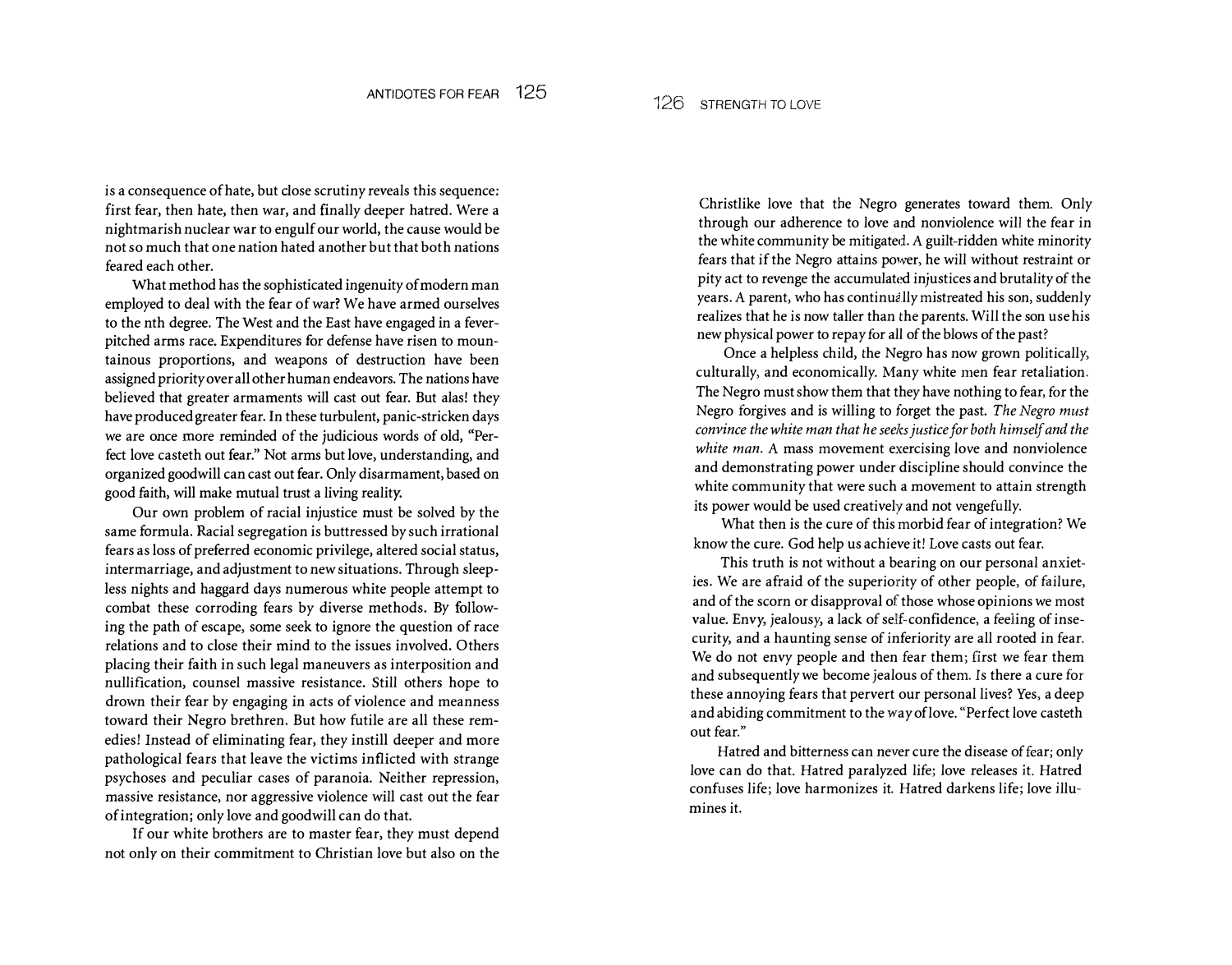is a consequence of hate, but close scrutiny reveals this sequence: first fear, then hate, then war, and finally deeper hatred. Were a nightmarish nuclear war to engulf our world, the cause would be not so much that one nation hated another but that both nations feared each other.

What method has the sophisticated ingenuity of modern man employed to deal with the fear of war? We have armed ourselves to the nth degree. The West and the East have engaged in a fever-pitched arms race. Expenditures for defense have risen to mountainous proportions, and weapons of destruction have been assigned priority over all other human endeavors. The nations have believed that greater armaments will cast out fear. But alas! they have produced greater fear. In these turbulent, panic-stricken days we are once more reminded of the judicious words of old, "Perfect love casteth out fear." Not arms but love, understanding, and organized goodwill can cast out fear. Only disarmament, based on good faith, will make mutual trust a living reality.

Our own problem of racial injustice must be solved by the same formula. Racial segregation is buttressed by such irrational fears as loss of preferred economic privilege, altered social status, intermarriage, and adjustment to new situations. Through sleepless nights and haggard days numerous white people attempt to combat these corroding fears by diverse methods. By following the path of escape, some seek to ignore the question of race relations and to close their mind to the issues involved. Others placing their faith in such legal maneuvers as interposition and nullification, counsel massive resistance. Still others hope to drown their fear by engaging in acts of violence and meanness toward their Negro brethren. But how futile are all these remedies! Instead of eliminating fear, they instill deeper and more pathological fears that leave the victims inflicted with strange psychoses and peculiar cases of paranoia. Neither repression, massive resistance, nor aggressive violence will cast out the fear of integration; only love and goodwill can do that.

If our white brothers are to master fear, they must depend not only on their commitment to Christian love but also on the Christlike love that the Negro generates toward them. Only through our adherence to love and nonviolence will the fear in the white community be mitigated. A guilt-ridden white minority fears that if the Negro attains power, he will without restraint or pity act to revenge the accumulated injustices and brutality of the years. A parent, who has continually mistreated his son, suddenly realizes that he is now taller than the parents. Will the son use his new physical power to repay for all of the blows of the past?

Once a helpless child, the Negro has now grown politically, culturally, and economically. Many white men fear retaliation. The Negro must show them that they have nothing to fear, for the Negro forgives and is willing to forget the past. *The Negro must convince the white man that he seeks justice for both himself and the white man.* A mass movement exercising love and nonviolence and demonstrating power under discipline should convince the white community that were such a movement to attain strength its power would be used creatively and not vengefully.

What then is the cure of this morbid fear of integration? We know the cure. God help us achieve it! Love casts out fear.

This truth is not without a bearing on our personal anxieties. We are afraid of the superiority of other people, of failure, and of the scorn or disapproval of those whose opinions we most value. Envy, jealousy, a lack of self-confidence, a feeling of insecurity, and a haunting sense of inferiority are all rooted in fear. We do not envy people and then fear them; first we fear them and subsequently we become jealous of them. Is there a cure for these annoying fears that pervert our personal lives? Yes, a deep and abiding commitment to the way of love. "Perfect love casteth out fear."

Hatred and bitterness can never cure the disease of fear; only love can do that. Hatred paralyzed life; love releases it. Hatred confuses life; love harmonizes it. Hatred darkens life; love illumines it.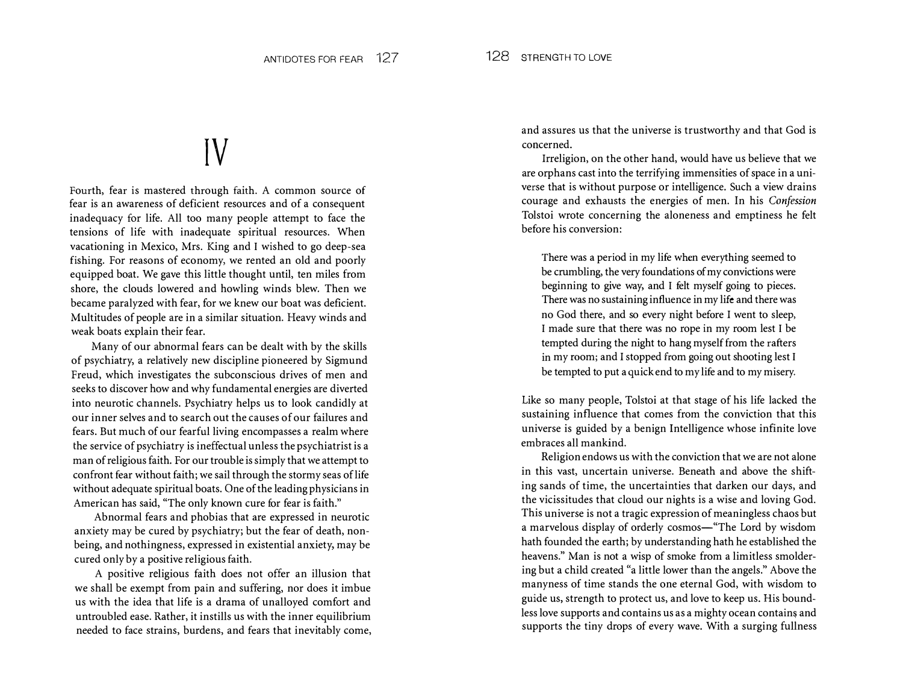# IV

Fourth, fear is mastered through faith. A common source of fear is an awareness of deficient resources and of a consequent inadequacy for life. All too many people attempt to face the tensions of life with inadequate spiritual resources. When vacationing in Mexico, Mrs. King and I wished to go deep-sea fishing. For reasons of economy, we rented an old and poorly equipped boat. We gave this little thought until, ten miles from shore, the clouds lowered and howling winds blew. Then we became paralyzed with fear, for we knew our boat was deficient. Multitudes of people are in a similar situation. Heavy winds and weak boats explain their fear.

Many of our abnormal fears can be dealt with by the skills of psychiatry, a relatively new discipline pioneered by Sigmund Freud, which investigates the subconscious drives of men and seeks to discover how and why fundamental energies are diverted into neurotic channels. Psychiatry helps us to look candidly at our inner selves and to search out the causes of our failures and fears. But much of our fearful living encompasses a realm where the service of psychiatry is ineffectual unless the psychiatrist is a man of religious faith. For our trouble is simply that we attempt to confront fear without faith; we sail through the stormy seas of life without adequate spiritual boats. One of the leading physicians in American has said, "The only known cure for fear is faith."

Abnormal fears and phobias that are expressed in neurotic anxiety may be cured by psychiatry; but the fear of death, nonbeing, and nothingness, expressed in existential anxiety, may be cured only by a positive religious faith.

A positive religious faith does not offer an illusion that we shall be exempt from pain and suffering, nor does it imbue us with the idea that life is a drama of unalloyed comfort and untroubled ease. Rather, it instills us with the inner equilibrium needed to face strains, burdens, and fears that inevitably come, and assures us that the universe is trustworthy and that God is concerned.

Irreligion, on the other hand, would have us believe that we are orphans cast into the terrifying immensities of space in a universe that is without purpose or intelligence. Such a view drains courage and exhausts the energies of men. In his *Confession* Tolstoi wrote concerning the aloneness and emptiness he felt before his conversion:

> There was a period in my life when everything seemed to be crumbling, the very foundations of my convictions were beginning to give way, and I felt myself going to pieces. There was no sustaining influence in my life and there was no God there, and so every night before I went to sleep, I made sure that there was no rope in my room lest I be tempted during the night to hang myself from the rafters in my room; and I stopped from going out shooting lest I be tempted to put a quick end to my life and to my misery.

Like so many people, Tolstoi at that stage of his life lacked the sustaining influence that comes from the conviction that this universe is guided by a benign Intelligence whose infinite love embraces all mankind.

Religion endows us with the conviction that we are not alone in this vast, uncertain universe. Beneath and above the shifting sands of time, the uncertainties that darken our days, and the vicissitudes that cloud our nights is a wise and loving God. This universe is not a tragic expression of meaningless chaos but a marvelous display of orderly cosmos—"The Lord by wisdom hath founded the earth; by understanding hath he established the heavens." Man is not a wisp of smoke from a limitless smoldering but a child created "a little lower than the angels." Above the manyness of time stands the one eternal God, with wisdom to guide us, strength to protect us, and love to keep us. His boundless love supports and contains us as a mighty ocean contains and supports the tiny drops of every wave. With a surging fullness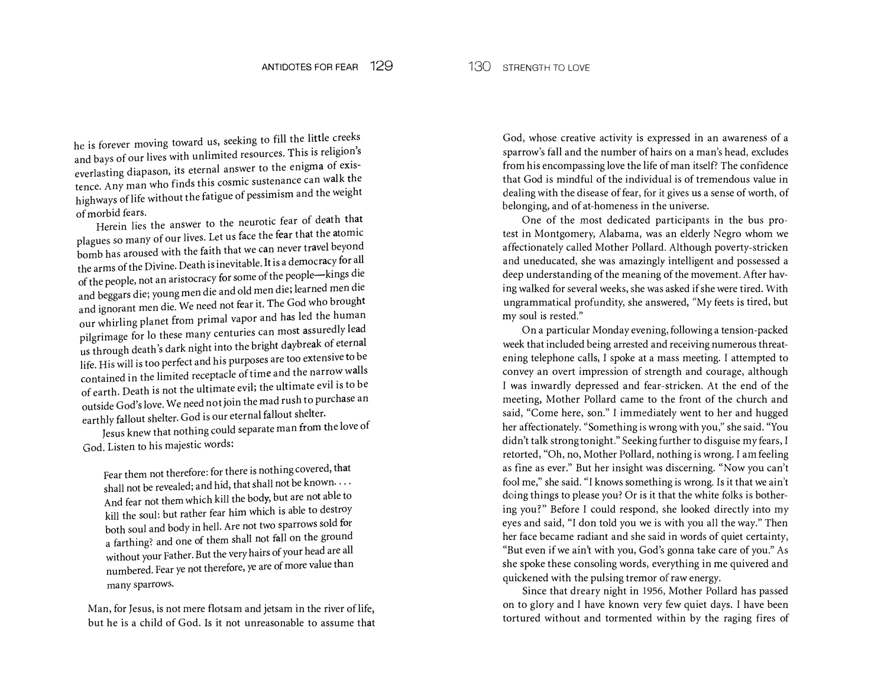he is forever moving toward us, seeking to fill the little creeks and bays of our lives with unlimited resources. This is religion's everlasting diapason, its eternal answer to the enigma of existence. Any man who finds this cosmic sustenance can walk the highways of life without the fatigue of pessimism and the weight of morbid fears.

Herein lies the answer to the neurotic fear of death that plagues so many of our lives. Let us face the fear that the atomic bomb has aroused with the faith that we can never travel beyond the arms of the Divine. Death is inevitable. It is a democracy for all of the people, not an aristocracy for some of the people—kings die and beggars die; young men die and old men die; learned men die and ignorant men die. We need not fear it. The God who brought our whirling planet from primal vapor and has led the human pilgrimage for lo these many centuries can most assuredly lead us through death's dark night into the bright daybreak of eternal life. His will is too perfect and his purposes are too extensive to be contained in the limited receptacle of time and the narrow walls of earth. Death is not the ultimate evil; the ultimate evil is to be outside God's love. We need not join the mad rush to purchase an earthly fallout shelter. God is our eternal fallout shelter.

Jesus knew that nothing could separate man from the love of God. Listen to his majestic words:

> Fear them not therefore: for there is nothing covered, that shall not be revealed; and hid, that shall not be known. . . . And fear not them which kill the body, but are not able to kill the soul: but rather fear him which is able to destroy both soul and body in hell. Are not two sparrows sold for a farthing? and one of them shall not fall on the ground without your Father. But the very hairs of your head are all numbered. Fear ye not therefore, ye are of more value than many sparrows.

Man, for Jesus, is not mere flotsam and jetsam in the river of life, but he is a child of God. Is it not unreasonable to assume that God, whose creative activity is expressed in an awareness of a sparrow's fall and the number of hairs on a man's head, excludes from his encompassing love the life of man itself? The confidence that God is mindful of the individual is of tremendous value in dealing with the disease of fear, for it gives us a sense of worth, of belonging, and of at-homeness in the universe.

One of the most dedicated participants in the bus protest in Montgomery, Alabama, was an elderly Negro whom we affectionately called Mother Pollard. Although poverty-stricken and uneducated, she was amazingly intelligent and possessed a deep understanding of the meaning of the movement. After having walked for several weeks, she was asked if she were tired. With ungrammatical profundity, she answered, "My feets is tired, but my soul is rested."

On a particular Monday evening, following a tension-packed week that included being arrested and receiving numerous threatening telephone calls, I spoke at a mass meeting. I attempted to convey an overt impression of strength and courage, although I was inwardly depressed and fear-stricken. At the end of the meeting, Mother Pollard came to the front of the church and said, "Come here, son." I immediately went to her and hugged her affectionately. "Something is wrong with you," she said. "You didn't talk strong tonight." Seeking further to disguise my fears, I retorted, "Oh, no, Mother Pollard, nothing is wrong. I am feeling as fine as ever." But her insight was discerning. "Now you can't fool me," she said. "I knows something is wrong. Is it that we ain't doing things to please you? Or is it that the white folks is bothering you?" Before I could respond, she looked directly into my eyes and said, "I don told you we is with you all the way." Then her face became radiant and she said in words of quiet certainty, "But even if we ain't with you, God's gonna take care of you." As she spoke these consoling words, everything in me quivered and quickened with the pulsing tremor of raw energy.

Since that dreary night in 1956, Mother Pollard has passed on to glory and I have known very few quiet days. I have been tortured without and tormented within by the raging fires of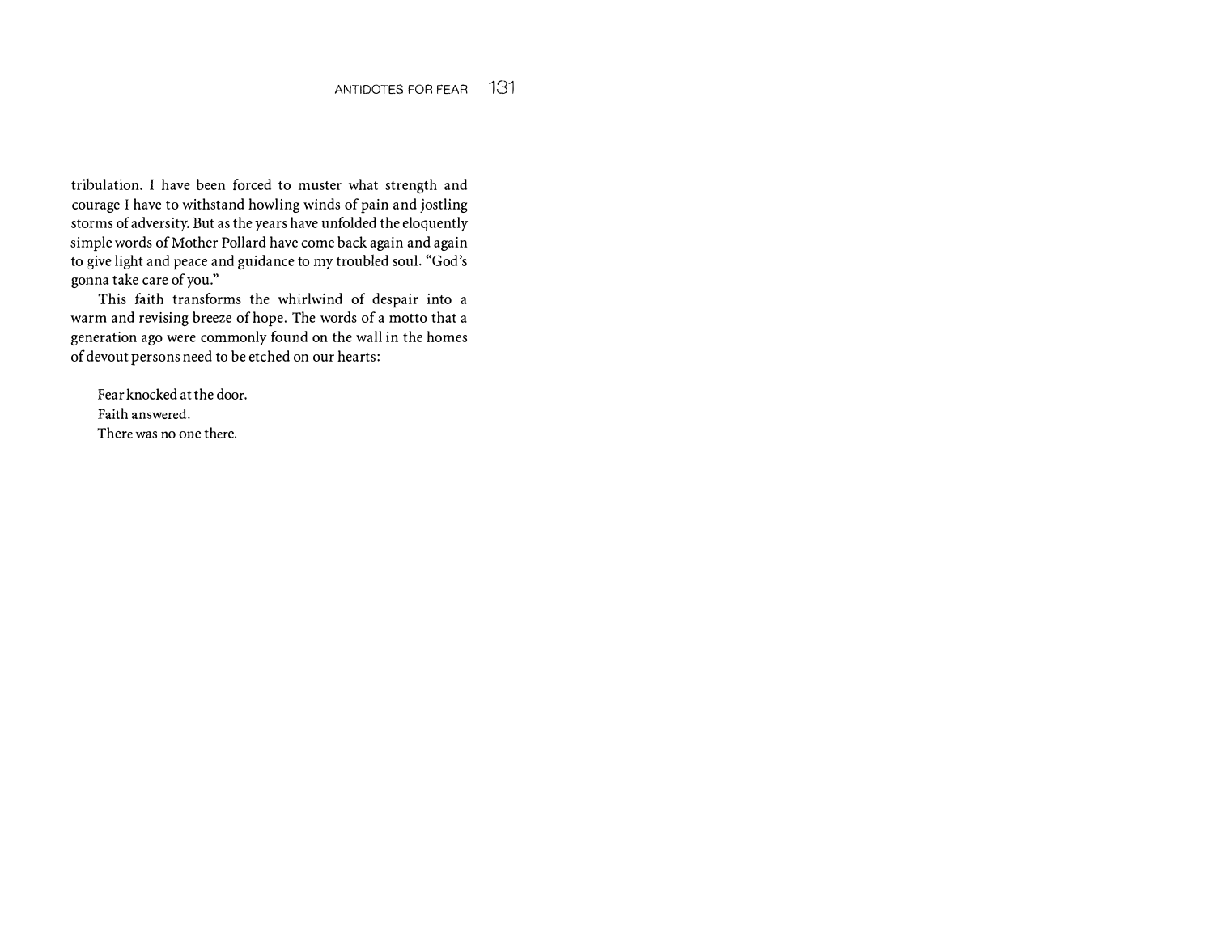tribulation. I have been forced to muster what strength and courage I have to withstand howling winds of pain and jostling storms of adversity. But as the years have unfolded the eloquently simple words of Mother Pollard have come back again and again to give light and peace and guidance to my troubled soul. "God's gonna take care of you."

This faith transforms the whirlwind of despair into a warm and revising breeze of hope. The words of a motto that a generation ago were commonly found on the wall in the homes of devout persons need to be etched on our hearts:

> Fear knocked at the door.
> Faith answered.
> There was no one there.